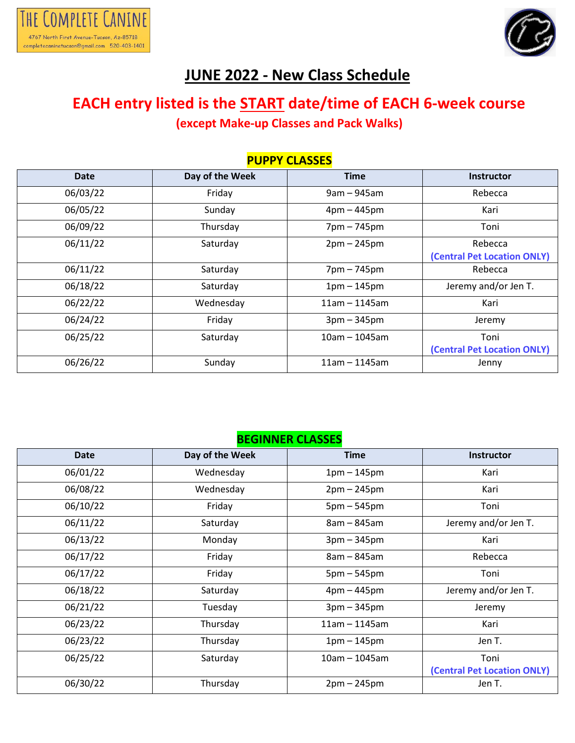THE COMPLETE CANINE

4767 North First Avenue-Tucson, Az-85718

completecaninetucson@gmail.com 520-403-1401

# JUNE 2022 - New Class Schedule

## EACH entry listed is the START date/time of EACH 6-week course

**(except Make-up Classes and Pack Walks)**

### PUPPY CLASSES

| Date | Day of the Week | Time | Instructor |
|---|---|---|---|
| 06/03/22 | Friday | 9am – 945am | Rebecca |
| 06/05/22 | Sunday | 4pm – 445pm | Kari |
| 06/09/22 | Thursday | 7pm – 745pm | Toni |
| 06/11/22 | Saturday | 2pm – 245pm | Rebecca **(Central Pet Location ONLY)** |
| 06/11/22 | Saturday | 7pm – 745pm | Rebecca |
| 06/18/22 | Saturday | 1pm – 145pm | Jeremy and/or Jen T. |
| 06/22/22 | Wednesday | 11am – 1145am | Kari |
| 06/24/22 | Friday | 3pm – 345pm | Jeremy |
| 06/25/22 | Saturday | 10am – 1045am | Toni **(Central Pet Location ONLY)** |
| 06/26/22 | Sunday | 11am – 1145am | Jenny |

### BEGINNER CLASSES

| Date | Day of the Week | Time | Instructor |
|---|---|---|---|
| 06/01/22 | Wednesday | 1pm – 145pm | Kari |
| 06/08/22 | Wednesday | 2pm – 245pm | Kari |
| 06/10/22 | Friday | 5pm – 545pm | Toni |
| 06/11/22 | Saturday | 8am – 845am | Jeremy and/or Jen T. |
| 06/13/22 | Monday | 3pm – 345pm | Kari |
| 06/17/22 | Friday | 8am – 845am | Rebecca |
| 06/17/22 | Friday | 5pm – 545pm | Toni |
| 06/18/22 | Saturday | 4pm – 445pm | Jeremy and/or Jen T. |
| 06/21/22 | Tuesday | 3pm – 345pm | Jeremy |
| 06/23/22 | Thursday | 11am – 1145am | Kari |
| 06/23/22 | Thursday | 1pm – 145pm | Jen T. |
| 06/25/22 | Saturday | 10am – 1045am | Toni **(Central Pet Location ONLY)** |
| 06/30/22 | Thursday | 2pm – 245pm | Jen T. |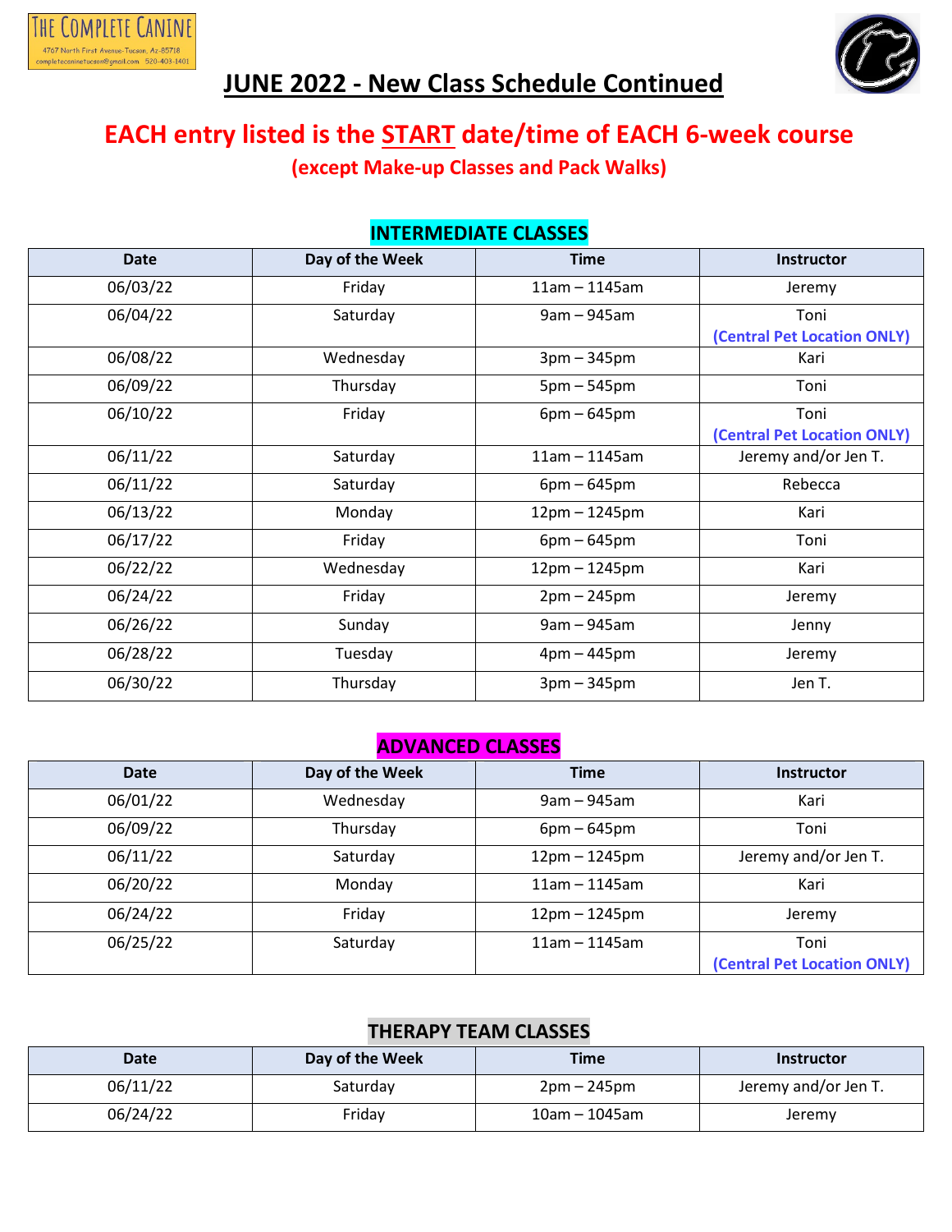# JUNE 2022 - New Class Schedule Continued

## EACH entry listed is the START date/time of EACH 6-week course

**(except Make-up Classes and Pack Walks)**

### INTERMEDIATE CLASSES

| Date | Day of the Week | Time | Instructor |
|---|---|---|---|
| 06/03/22 | Friday | 11am – 1145am | Jeremy |
| 06/04/22 | Saturday | 9am – 945am | Toni **(Central Pet Location ONLY)** |
| 06/08/22 | Wednesday | 3pm – 345pm | Kari |
| 06/09/22 | Thursday | 5pm – 545pm | Toni |
| 06/10/22 | Friday | 6pm – 645pm | Toni **(Central Pet Location ONLY)** |
| 06/11/22 | Saturday | 11am – 1145am | Jeremy and/or Jen T. |
| 06/11/22 | Saturday | 6pm – 645pm | Rebecca |
| 06/13/22 | Monday | 12pm – 1245pm | Kari |
| 06/17/22 | Friday | 6pm – 645pm | Toni |
| 06/22/22 | Wednesday | 12pm – 1245pm | Kari |
| 06/24/22 | Friday | 2pm – 245pm | Jeremy |
| 06/26/22 | Sunday | 9am – 945am | Jenny |
| 06/28/22 | Tuesday | 4pm – 445pm | Jeremy |
| 06/30/22 | Thursday | 3pm – 345pm | Jen T. |

### ADVANCED CLASSES

| Date | Day of the Week | Time | Instructor |
|---|---|---|---|
| 06/01/22 | Wednesday | 9am – 945am | Kari |
| 06/09/22 | Thursday | 6pm – 645pm | Toni |
| 06/11/22 | Saturday | 12pm – 1245pm | Jeremy and/or Jen T. |
| 06/20/22 | Monday | 11am – 1145am | Kari |
| 06/24/22 | Friday | 12pm – 1245pm | Jeremy |
| 06/25/22 | Saturday | 11am – 1145am | Toni **(Central Pet Location ONLY)** |

### THERAPY TEAM CLASSES

| Date | Day of the Week | Time | Instructor |
|---|---|---|---|
| 06/11/22 | Saturday | 2pm – 245pm | Jeremy and/or Jen T. |
| 06/24/22 | Friday | 10am – 1045am | Jeremy |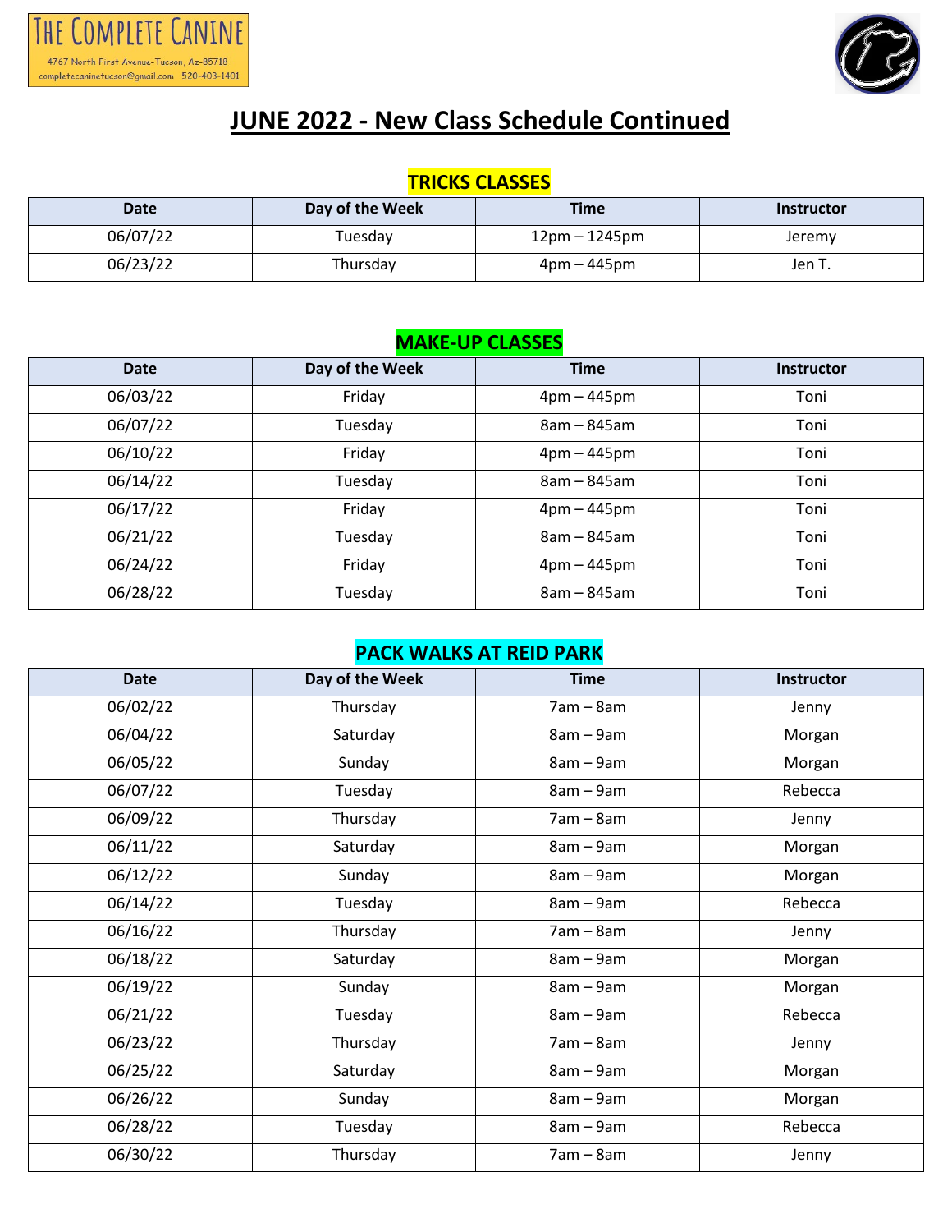THE COMPLETE CANINE

4767 North First Avenue-Tucson, Az-85718

completecaninetucson@gmail.com 520-403-1401

# JUNE 2022 - New Class Schedule Continued

## TRICKS CLASSES

| Date | Day of the Week | Time | Instructor |
|---|---|---|---|
| 06/07/22 | Tuesday | 12pm – 1245pm | Jeremy |
| 06/23/22 | Thursday | 4pm – 445pm | Jen T. |

## MAKE-UP CLASSES

| Date | Day of the Week | Time | Instructor |
|---|---|---|---|
| 06/03/22 | Friday | 4pm – 445pm | Toni |
| 06/07/22 | Tuesday | 8am – 845am | Toni |
| 06/10/22 | Friday | 4pm – 445pm | Toni |
| 06/14/22 | Tuesday | 8am – 845am | Toni |
| 06/17/22 | Friday | 4pm – 445pm | Toni |
| 06/21/22 | Tuesday | 8am – 845am | Toni |
| 06/24/22 | Friday | 4pm – 445pm | Toni |
| 06/28/22 | Tuesday | 8am – 845am | Toni |

## PACK WALKS AT REID PARK

| Date | Day of the Week | Time | Instructor |
|---|---|---|---|
| 06/02/22 | Thursday | 7am – 8am | Jenny |
| 06/04/22 | Saturday | 8am – 9am | Morgan |
| 06/05/22 | Sunday | 8am – 9am | Morgan |
| 06/07/22 | Tuesday | 8am – 9am | Rebecca |
| 06/09/22 | Thursday | 7am – 8am | Jenny |
| 06/11/22 | Saturday | 8am – 9am | Morgan |
| 06/12/22 | Sunday | 8am – 9am | Morgan |
| 06/14/22 | Tuesday | 8am – 9am | Rebecca |
| 06/16/22 | Thursday | 7am – 8am | Jenny |
| 06/18/22 | Saturday | 8am – 9am | Morgan |
| 06/19/22 | Sunday | 8am – 9am | Morgan |
| 06/21/22 | Tuesday | 8am – 9am | Rebecca |
| 06/23/22 | Thursday | 7am – 8am | Jenny |
| 06/25/22 | Saturday | 8am – 9am | Morgan |
| 06/26/22 | Sunday | 8am – 9am | Morgan |
| 06/28/22 | Tuesday | 8am – 9am | Rebecca |
| 06/30/22 | Thursday | 7am – 8am | Jenny |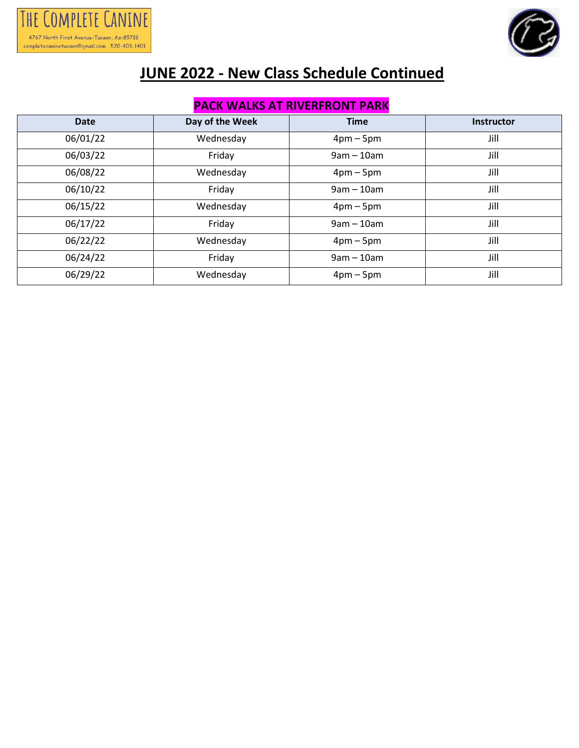THE COMPLETE CANINE

4767 North First Avenue-Tucson, Az-85718

completecaninetucson@gmail.com 520-403-1401

# JUNE 2022 - New Class Schedule Continued

## PACK WALKS AT RIVERFRONT PARK

| Date | Day of the Week | Time | Instructor |
|---|---|---|---|
| 06/01/22 | Wednesday | 4pm – 5pm | Jill |
| 06/03/22 | Friday | 9am – 10am | Jill |
| 06/08/22 | Wednesday | 4pm – 5pm | Jill |
| 06/10/22 | Friday | 9am – 10am | Jill |
| 06/15/22 | Wednesday | 4pm – 5pm | Jill |
| 06/17/22 | Friday | 9am – 10am | Jill |
| 06/22/22 | Wednesday | 4pm – 5pm | Jill |
| 06/24/22 | Friday | 9am – 10am | Jill |
| 06/29/22 | Wednesday | 4pm – 5pm | Jill |